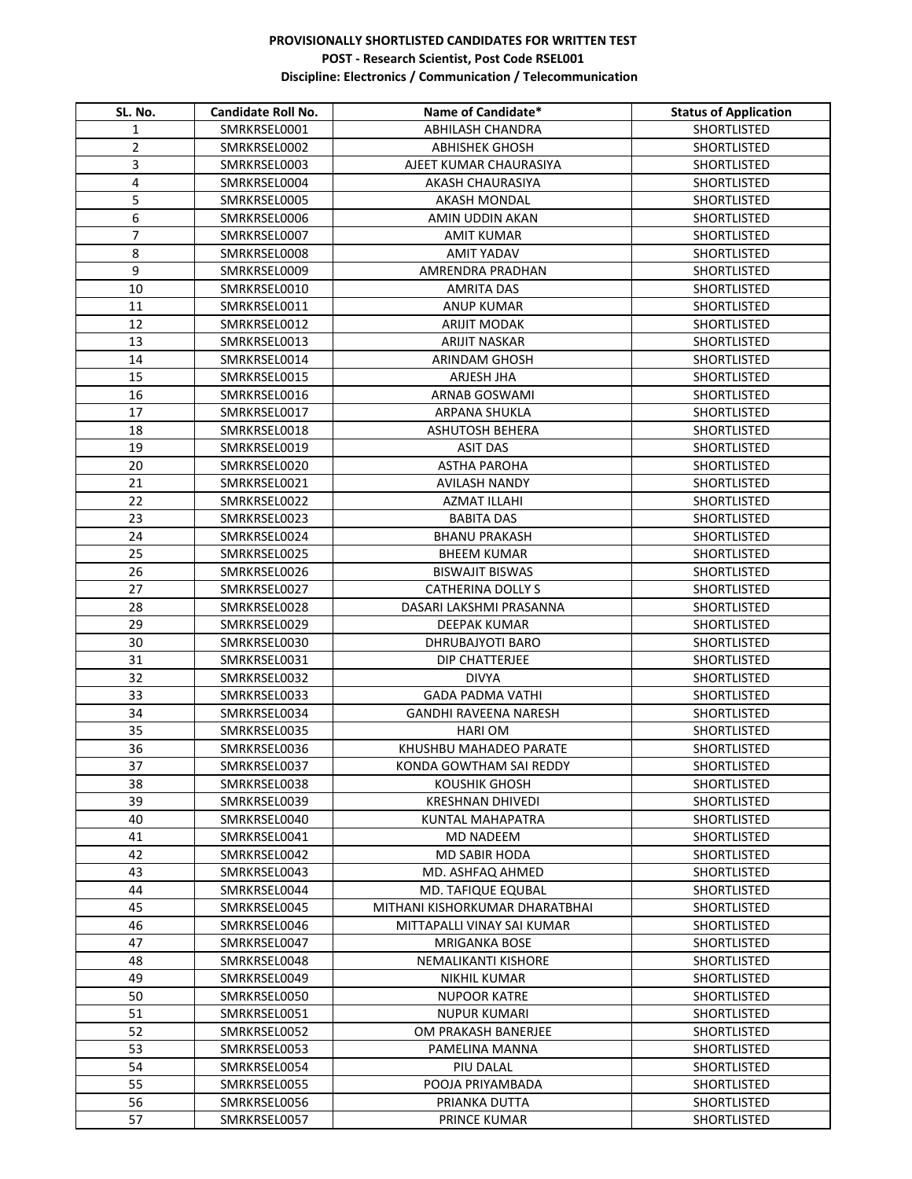**PROVISIONALLY SHORTLISTED CANDIDATES FOR WRITTEN TEST**

**POST - Research Scientist, Post Code RSEL001**

**Discipline: Electronics / Communication / Telecommunication**

| SL. No. | Candidate Roll No. | Name of Candidate* | Status of Application |
|---|---|---|---|
| 1 | SMRKRSEL0001 | ABHILASH CHANDRA | SHORTLISTED |
| 2 | SMRKRSEL0002 | ABHISHEK GHOSH | SHORTLISTED |
| 3 | SMRKRSEL0003 | AJEET KUMAR CHAURASIYA | SHORTLISTED |
| 4 | SMRKRSEL0004 | AKASH CHAURASIYA | SHORTLISTED |
| 5 | SMRKRSEL0005 | AKASH MONDAL | SHORTLISTED |
| 6 | SMRKRSEL0006 | AMIN UDDIN AKAN | SHORTLISTED |
| 7 | SMRKRSEL0007 | AMIT KUMAR | SHORTLISTED |
| 8 | SMRKRSEL0008 | AMIT YADAV | SHORTLISTED |
| 9 | SMRKRSEL0009 | AMRENDRA PRADHAN | SHORTLISTED |
| 10 | SMRKRSEL0010 | AMRITA DAS | SHORTLISTED |
| 11 | SMRKRSEL0011 | ANUP KUMAR | SHORTLISTED |
| 12 | SMRKRSEL0012 | ARIJIT MODAK | SHORTLISTED |
| 13 | SMRKRSEL0013 | ARIJIT NASKAR | SHORTLISTED |
| 14 | SMRKRSEL0014 | ARINDAM GHOSH | SHORTLISTED |
| 15 | SMRKRSEL0015 | ARJESH JHA | SHORTLISTED |
| 16 | SMRKRSEL0016 | ARNAB GOSWAMI | SHORTLISTED |
| 17 | SMRKRSEL0017 | ARPANA SHUKLA | SHORTLISTED |
| 18 | SMRKRSEL0018 | ASHUTOSH BEHERA | SHORTLISTED |
| 19 | SMRKRSEL0019 | ASIT DAS | SHORTLISTED |
| 20 | SMRKRSEL0020 | ASTHA PAROHA | SHORTLISTED |
| 21 | SMRKRSEL0021 | AVILASH NANDY | SHORTLISTED |
| 22 | SMRKRSEL0022 | AZMAT ILLAHI | SHORTLISTED |
| 23 | SMRKRSEL0023 | BABITA DAS | SHORTLISTED |
| 24 | SMRKRSEL0024 | BHANU PRAKASH | SHORTLISTED |
| 25 | SMRKRSEL0025 | BHEEM KUMAR | SHORTLISTED |
| 26 | SMRKRSEL0026 | BISWAJIT BISWAS | SHORTLISTED |
| 27 | SMRKRSEL0027 | CATHERINA DOLLY S | SHORTLISTED |
| 28 | SMRKRSEL0028 | DASARI LAKSHMI PRASANNA | SHORTLISTED |
| 29 | SMRKRSEL0029 | DEEPAK KUMAR | SHORTLISTED |
| 30 | SMRKRSEL0030 | DHRUBAJYOTI BARO | SHORTLISTED |
| 31 | SMRKRSEL0031 | DIP CHATTERJEE | SHORTLISTED |
| 32 | SMRKRSEL0032 | DIVYA | SHORTLISTED |
| 33 | SMRKRSEL0033 | GADA PADMA VATHI | SHORTLISTED |
| 34 | SMRKRSEL0034 | GANDHI RAVEENA NARESH | SHORTLISTED |
| 35 | SMRKRSEL0035 | HARI OM | SHORTLISTED |
| 36 | SMRKRSEL0036 | KHUSHBU MAHADEO PARATE | SHORTLISTED |
| 37 | SMRKRSEL0037 | KONDA GOWTHAM SAI REDDY | SHORTLISTED |
| 38 | SMRKRSEL0038 | KOUSHIK GHOSH | SHORTLISTED |
| 39 | SMRKRSEL0039 | KRESHNAN DHIVEDI | SHORTLISTED |
| 40 | SMRKRSEL0040 | KUNTAL MAHAPATRA | SHORTLISTED |
| 41 | SMRKRSEL0041 | MD NADEEM | SHORTLISTED |
| 42 | SMRKRSEL0042 | MD SABIR HODA | SHORTLISTED |
| 43 | SMRKRSEL0043 | MD. ASHFAQ AHMED | SHORTLISTED |
| 44 | SMRKRSEL0044 | MD. TAFIQUE EQUBAL | SHORTLISTED |
| 45 | SMRKRSEL0045 | MITHANI KISHORKUMAR DHARATBHAI | SHORTLISTED |
| 46 | SMRKRSEL0046 | MITTAPALLI VINAY SAI KUMAR | SHORTLISTED |
| 47 | SMRKRSEL0047 | MRIGANKA BOSE | SHORTLISTED |
| 48 | SMRKRSEL0048 | NEMALIKANTI KISHORE | SHORTLISTED |
| 49 | SMRKRSEL0049 | NIKHIL KUMAR | SHORTLISTED |
| 50 | SMRKRSEL0050 | NUPOOR KATRE | SHORTLISTED |
| 51 | SMRKRSEL0051 | NUPUR KUMARI | SHORTLISTED |
| 52 | SMRKRSEL0052 | OM PRAKASH BANERJEE | SHORTLISTED |
| 53 | SMRKRSEL0053 | PAMELINA MANNA | SHORTLISTED |
| 54 | SMRKRSEL0054 | PIU DALAL | SHORTLISTED |
| 55 | SMRKRSEL0055 | POOJA PRIYAMBADA | SHORTLISTED |
| 56 | SMRKRSEL0056 | PRIANKA DUTTA | SHORTLISTED |
| 57 | SMRKRSEL0057 | PRINCE KUMAR | SHORTLISTED |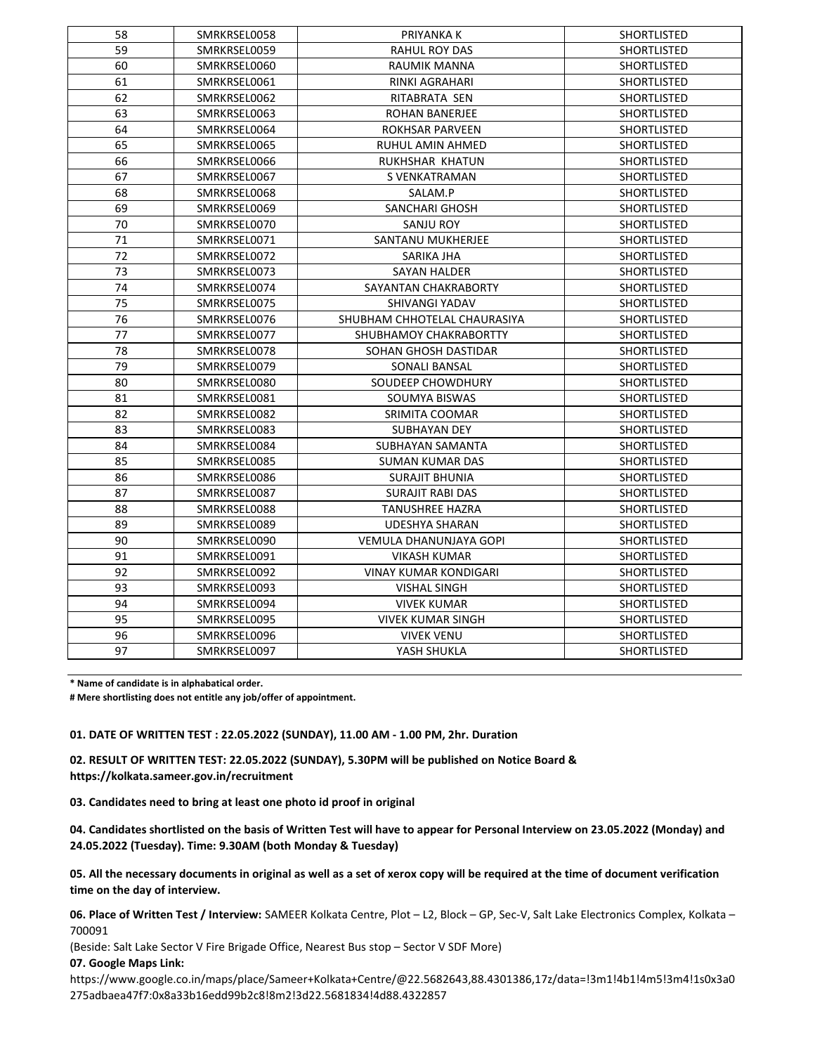| 58 | SMRKRSEL0058 | PRIYANKA K | SHORTLISTED |
|---|---|---|---|
| 59 | SMRKRSEL0059 | RAHUL ROY DAS | SHORTLISTED |
| 60 | SMRKRSEL0060 | RAUMIK MANNA | SHORTLISTED |
| 61 | SMRKRSEL0061 | RINKI AGRAHARI | SHORTLISTED |
| 62 | SMRKRSEL0062 | RITABRATA SEN | SHORTLISTED |
| 63 | SMRKRSEL0063 | ROHAN BANERJEE | SHORTLISTED |
| 64 | SMRKRSEL0064 | ROKHSAR PARVEEN | SHORTLISTED |
| 65 | SMRKRSEL0065 | RUHUL AMIN AHMED | SHORTLISTED |
| 66 | SMRKRSEL0066 | RUKHSHAR KHATUN | SHORTLISTED |
| 67 | SMRKRSEL0067 | S VENKATRAMAN | SHORTLISTED |
| 68 | SMRKRSEL0068 | SALAM.P | SHORTLISTED |
| 69 | SMRKRSEL0069 | SANCHARI GHOSH | SHORTLISTED |
| 70 | SMRKRSEL0070 | SANJU ROY | SHORTLISTED |
| 71 | SMRKRSEL0071 | SANTANU MUKHERJEE | SHORTLISTED |
| 72 | SMRKRSEL0072 | SARIKA JHA | SHORTLISTED |
| 73 | SMRKRSEL0073 | SAYAN HALDER | SHORTLISTED |
| 74 | SMRKRSEL0074 | SAYANTAN CHAKRABORTY | SHORTLISTED |
| 75 | SMRKRSEL0075 | SHIVANGI YADAV | SHORTLISTED |
| 76 | SMRKRSEL0076 | SHUBHAM CHHOTELAL CHAURASIYA | SHORTLISTED |
| 77 | SMRKRSEL0077 | SHUBHAMOY CHAKRABORTTY | SHORTLISTED |
| 78 | SMRKRSEL0078 | SOHAN GHOSH DASTIDAR | SHORTLISTED |
| 79 | SMRKRSEL0079 | SONALI BANSAL | SHORTLISTED |
| 80 | SMRKRSEL0080 | SOUDEEP CHOWDHURY | SHORTLISTED |
| 81 | SMRKRSEL0081 | SOUMYA BISWAS | SHORTLISTED |
| 82 | SMRKRSEL0082 | SRIMITA COOMAR | SHORTLISTED |
| 83 | SMRKRSEL0083 | SUBHAYAN DEY | SHORTLISTED |
| 84 | SMRKRSEL0084 | SUBHAYAN SAMANTA | SHORTLISTED |
| 85 | SMRKRSEL0085 | SUMAN KUMAR DAS | SHORTLISTED |
| 86 | SMRKRSEL0086 | SURAJIT BHUNIA | SHORTLISTED |
| 87 | SMRKRSEL0087 | SURAJIT RABI DAS | SHORTLISTED |
| 88 | SMRKRSEL0088 | TANUSHREE HAZRA | SHORTLISTED |
| 89 | SMRKRSEL0089 | UDESHYA SHARAN | SHORTLISTED |
| 90 | SMRKRSEL0090 | VEMULA DHANUNJAYA GOPI | SHORTLISTED |
| 91 | SMRKRSEL0091 | VIKASH KUMAR | SHORTLISTED |
| 92 | SMRKRSEL0092 | VINAY KUMAR KONDIGARI | SHORTLISTED |
| 93 | SMRKRSEL0093 | VISHAL SINGH | SHORTLISTED |
| 94 | SMRKRSEL0094 | VIVEK KUMAR | SHORTLISTED |
| 95 | SMRKRSEL0095 | VIVEK KUMAR SINGH | SHORTLISTED |
| 96 | SMRKRSEL0096 | VIVEK VENU | SHORTLISTED |
| 97 | SMRKRSEL0097 | YASH SHUKLA | SHORTLISTED |

**\* Name of candidate is in alphabatical order.**

**# Mere shortlisting does not entitle any job/offer of appointment.**

**01. DATE OF WRITTEN TEST : 22.05.2022 (SUNDAY), 11.00 AM - 1.00 PM, 2hr. Duration**

**02. RESULT OF WRITTEN TEST: 22.05.2022 (SUNDAY), 5.30PM will be published on Notice Board & https://kolkata.sameer.gov.in/recruitment**

**03. Candidates need to bring at least one photo id proof in original**

**04. Candidates shortlisted on the basis of Written Test will have to appear for Personal Interview on 23.05.2022 (Monday) and 24.05.2022 (Tuesday). Time: 9.30AM (both Monday & Tuesday)**

**05. All the necessary documents in original as well as a set of xerox copy will be required at the time of document verification time on the day of interview.**

**06. Place of Written Test / Interview:** SAMEER Kolkata Centre, Plot – L2, Block – GP, Sec-V, Salt Lake Electronics Complex, Kolkata – 700091

(Beside: Salt Lake Sector V Fire Brigade Office, Nearest Bus stop – Sector V SDF More)

**07. Google Maps Link:**

https://www.google.co.in/maps/place/Sameer+Kolkata+Centre/@22.5682643,88.4301386,17z/data=!3m1!4b1!4m5!3m4!1s0x3a0275adbaea47f7:0x8a33b16edd99b2c8!8m2!3d22.5681834!4d88.4322857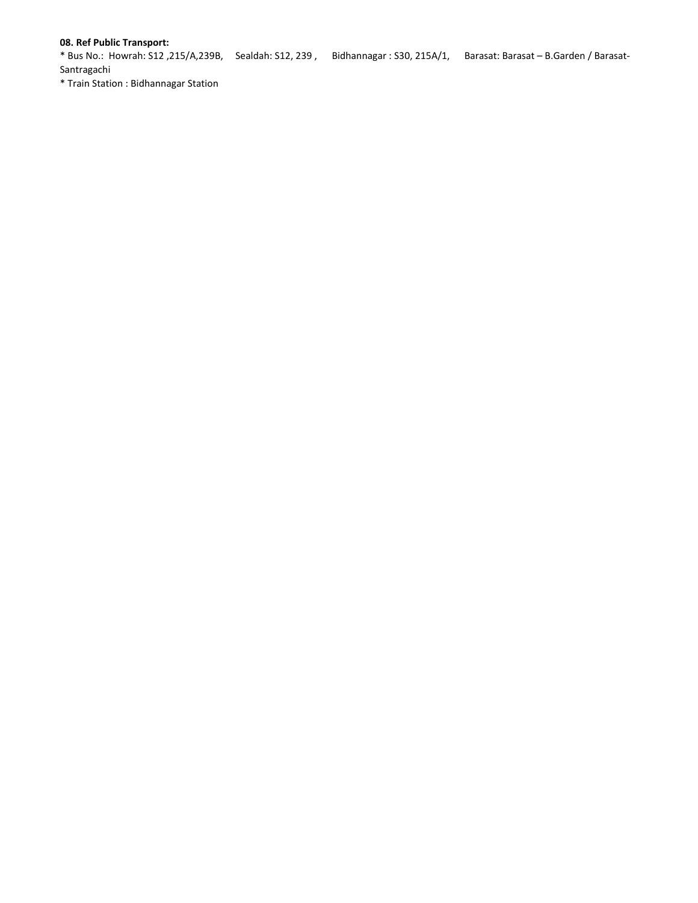**08. Ref Public Transport:**

* Bus No.: Howrah: S12 ,215/A,239B, Sealdah: S12, 239 , Bidhannagar : S30, 215A/1, Barasat: Barasat – B.Garden / Barasat-Santragachi
* Train Station : Bidhannagar Station